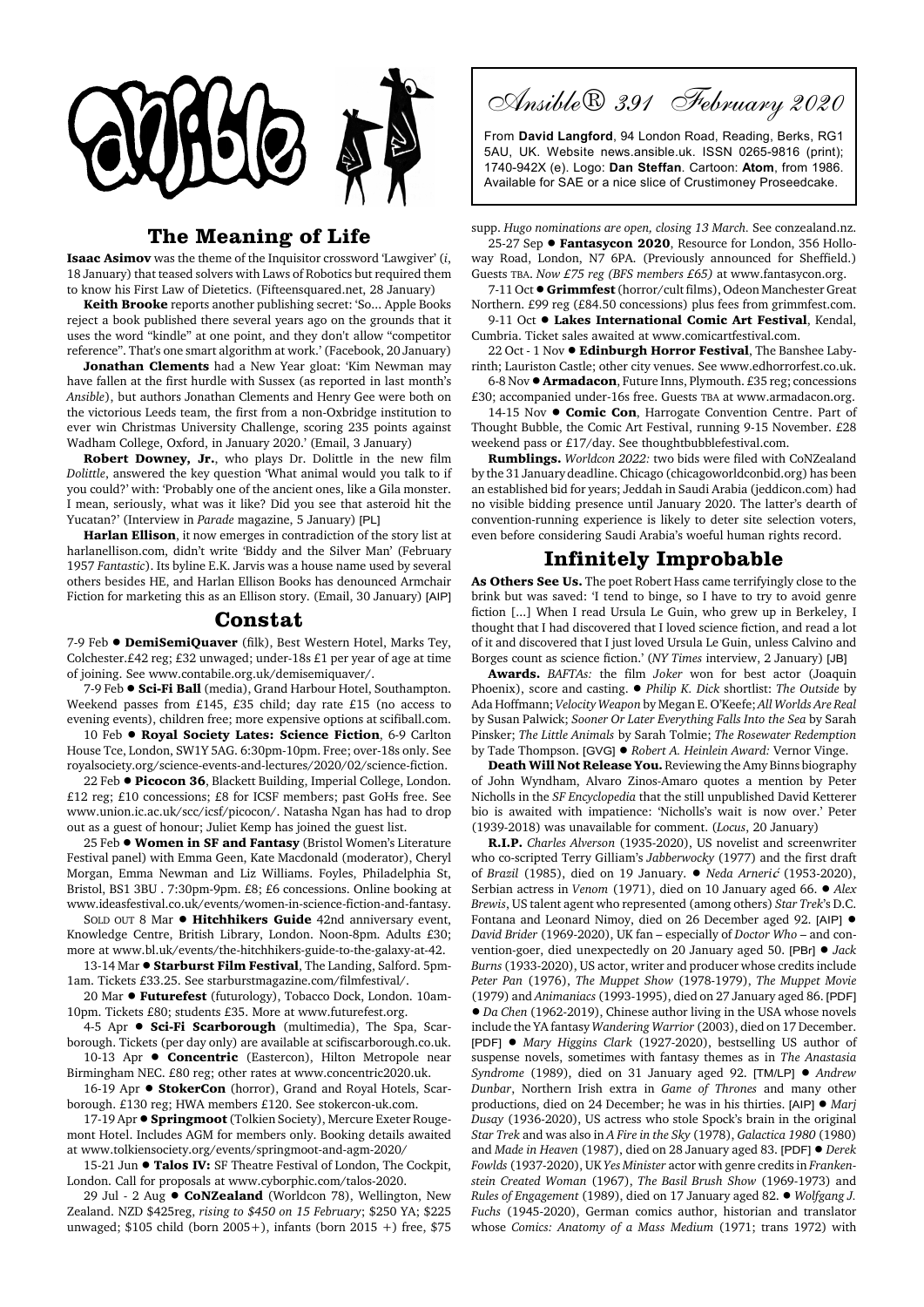# Ansible® 391 February 2020

From **David Langford**, 94 London Road, Reading, Berks, RG1 5AU, UK. Website news.ansible.uk. ISSN 0265-9816 (print); 1740-942X (e). Logo: **Dan Steffan**. Cartoon: **Atom**, from 1986. Available for SAE or a nice slice of Crustimoney Proseedcake.

## The Meaning of Life

**Isaac Asimov** was the theme of the Inquisitor crossword 'Lawgiver' (*i*, 18 January) that teased solvers with Laws of Robotics but required them to know his First Law of Dietetics. (Fifteensquared.net, 28 January)

**Keith Brooke** reports another publishing secret: 'So... Apple Books reject a book published there several years ago on the grounds that it uses the word "kindle" at one point, and they don't allow "competitor reference". That's one smart algorithm at work.' (Facebook, 20 January)

**Jonathan Clements** had a New Year gloat: 'Kim Newman may have fallen at the first hurdle with Sussex (as reported in last month's *Ansible*), but authors Jonathan Clements and Henry Gee were both on the victorious Leeds team, the first from a non-Oxbridge institution to ever win Christmas University Challenge, scoring 235 points against Wadham College, Oxford, in January 2020.' (Email, 3 January)

**Robert Downey, Jr.**, who plays Dr. Dolittle in the new film *Dolittle*, answered the key question 'What animal would you talk to if you could?' with: 'Probably one of the ancient ones, like a Gila monster. I mean, seriously, what was it like? Did you see that asteroid hit the Yucatan?' (Interview in *Parade* magazine, 5 January) [PL]

**Harlan Ellison**, it now emerges in contradiction of the story list at harlanellison.com, didn't write 'Biddy and the Silver Man' (February 1957 *Fantastic*). Its byline E.K. Jarvis was a house name used by several others besides HE, and Harlan Ellison Books has denounced Armchair Fiction for marketing this as an Ellison story. (Email, 30 January) [AIP]

## Constat

7-9 Feb ● **DemiSemiQuaver** (filk), Best Western Hotel, Marks Tey, Colchester.£42 reg; £32 unwaged; under-18s £1 per year of age at time of joining. See www.contabile.org.uk/demisemiquaver/.

7-9 Feb ● **Sci-Fi Ball** (media), Grand Harbour Hotel, Southampton. Weekend passes from £145, £35 child; day rate £15 (no access to evening events), children free; more expensive options at scifiball.com.

10 Feb ● **Royal Society Lates: Science Fiction**, 6-9 Carlton House Tce, London, SW1Y 5AG. 6:30pm-10pm. Free; over-18s only. See royalsociety.org/science-events-and-lectures/2020/02/science-fiction.

22 Feb ● **Picocon 36**, Blackett Building, Imperial College, London. £12 reg; £10 concessions; £8 for ICSF members; past GoHs free. See www.union.ic.ac.uk/scc/icsf/picocon/. Natasha Ngan has had to drop out as a guest of honour; Juliet Kemp has joined the guest list.

25 Feb ● **Women in SF and Fantasy** (Bristol Women's Literature Festival panel) with Emma Geen, Kate Macdonald (moderator), Cheryl Morgan, Emma Newman and Liz Williams. Foyles, Philadelphia St, Bristol, BS1 3BU . 7:30pm-9pm. £8; £6 concessions. Online booking at www.ideasfestival.co.uk/events/women-in-science-fiction-and-fantasy.

SOLD OUT 8 Mar ● **Hitchhikers Guide** 42nd anniversary event, Knowledge Centre, British Library, London. Noon-8pm. Adults £30; more at www.bl.uk/events/the-hitchhikers-guide-to-the-galaxy-at-42.

13-14 Mar ● **Starburst Film Festival**, The Landing, Salford. 5pm-1am. Tickets £33.25. See starburstmagazine.com/filmfestival/.

20 Mar ● **Futurefest** (futurology), Tobacco Dock, London. 10am-10pm. Tickets £80; students £35. More at www.futurefest.org.

4-5 Apr ● **Sci-Fi Scarborough** (multimedia), The Spa, Scarborough. Tickets (per day only) are available at scifiscarborough.co.uk.

10-13 Apr ● **Concentric** (Eastercon), Hilton Metropole near Birmingham NEC. £80 reg; other rates at www.concentric2020.uk.

16-19 Apr ● **StokerCon** (horror), Grand and Royal Hotels, Scarborough. £130 reg; HWA members £120. See stokercon-uk.com.

17-19 Apr ● **Springmoot** (Tolkien Society), Mercure Exeter Rougemont Hotel. Includes AGM for members only. Booking details awaited at www.tolkiensociety.org/events/springmoot-and-agm-2020/

15-21 Jun ● **Talos IV:** SF Theatre Festival of London, The Cockpit, London. Call for proposals at www.cyborphic.com/talos-2020.

29 Jul - 2 Aug ● **CoNZealand** (Worldcon 78), Wellington, New Zealand. NZD $425reg, *rising to $450 on 15 February*; $250 YA; $225 unwaged; $105 child (born 2005+), infants (born 2015 +) free, $75 supp. *Hugo nominations are open, closing 13 March.* See conzealand.nz.

25-27 Sep ● **Fantasycon 2020**, Resource for London, 356 Holloway Road, London, N7 6PA. (Previously announced for Sheffield.) Guests TBA. *Now £75 reg (BFS members £65)* at www.fantasycon.org.

7-11 Oct ● **Grimmfest** (horror/cult films), Odeon Manchester Great Northern. £99 reg (£84.50 concessions) plus fees from grimmfest.com.

9-11 Oct ● **Lakes International Comic Art Festival**, Kendal, Cumbria. Ticket sales awaited at www.comicartfestival.com.

22 Oct - 1 Nov ● **Edinburgh Horror Festival**, The Banshee Labyrinth; Lauriston Castle; other city venues. See www.edhorrorfest.co.uk.

6-8 Nov ● **Armadacon**, Future Inns, Plymouth. £35 reg; concessions £30; accompanied under-16s free. Guests TBA at www.armadacon.org.

14-15 Nov ● **Comic Con**, Harrogate Convention Centre. Part of Thought Bubble, the Comic Art Festival, running 9-15 November. £28 weekend pass or £17/day. See thoughtbubblefestival.com.

**Rumblings.** *Worldcon 2022:* two bids were filed with CoNZealand by the 31 January deadline. Chicago (chicagoworldconbid.org) has been an established bid for years; Jeddah in Saudi Arabia (jeddicon.com) had no visible bidding presence until January 2020. The latter's dearth of convention-running experience is likely to deter site selection voters, even before considering Saudi Arabia's woeful human rights record.

## Infinitely Improbable

**As Others See Us.** The poet Robert Hass came terrifyingly close to the brink but was saved: 'I tend to binge, so I have to try to avoid genre fiction [...] When I read Ursula Le Guin, who grew up in Berkeley, I thought that I had discovered that I loved science fiction, and read a lot of it and discovered that I just loved Ursula Le Guin, unless Calvino and Borges count as science fiction.' (*NY Times* interview, 2 January) [JB]

**Awards.** *BAFTAs:* the film *Joker* won for best actor (Joaquin Phoenix), score and casting. ● *Philip K. Dick* shortlist: *The Outside* by Ada Hoffmann; *Velocity Weapon* by Megan E. O'Keefe; *All Worlds Are Real* by Susan Palwick; *Sooner Or Later Everything Falls Into the Sea* by Sarah Pinsker; *The Little Animals* by Sarah Tolmie; *The Rosewater Redemption* by Tade Thompson. [GVG] ● *Robert A. Heinlein Award:* Vernor Vinge.

**Death Will Not Release You.** Reviewing the Amy Binns biography of John Wyndham, Alvaro Zinos-Amaro quotes a mention by Peter Nicholls in the *SF Encyclopedia* that the still unpublished David Ketterer bio is awaited with impatience: 'Nicholls's wait is now over.' Peter (1939-2018) was unavailable for comment. (*Locus*, 20 January)

**R.I.P.** *Charles Alverson* (1935-2020), US novelist and screenwriter who co-scripted Terry Gilliam's *Jabberwocky* (1977) and the first draft of *Brazil* (1985), died on 19 January. ● *Neda Arnerić* (1953-2020), Serbian actress in *Venom* (1971), died on 10 January aged 66. ● *Alex Brewis*, US talent agent who represented (among others) *Star Trek*'s D.C. Fontana and Leonard Nimoy, died on 26 December aged 92. [AIP] ● *David Brider* (1969-2020), UK fan – especially of *Doctor Who* – and convention-goer, died unexpectedly on 20 January aged 50. [PBr] ● *Jack Burns* (1933-2020), US actor, writer and producer whose credits include *Peter Pan* (1976), *The Muppet Show* (1978-1979), *The Muppet Movie* (1979) and *Animaniacs* (1993-1995), died on 27 January aged 86. [PDF] ● *Da Chen* (1962-2019), Chinese author living in the USA whose novels include the YA fantasy *Wandering Warrior* (2003), died on 17 December. [PDF] ● *Mary Higgins Clark* (1927-2020), bestselling US author of suspense novels, sometimes with fantasy themes as in *The Anastasia Syndrome* (1989), died on 31 January aged 92. [TM/LP] ● *Andrew Dunbar*, Northern Irish extra in *Game of Thrones* and many other productions, died on 24 December; he was in his thirties. [AIP] ● *Marj Dusay* (1936-2020), US actress who stole Spock's brain in the original *Star Trek* and was also in *A Fire in the Sky* (1978), *Galactica 1980* (1980) and *Made in Heaven* (1987), died on 28 January aged 83. [PDF] ● *Derek Fowlds* (1937-2020), UK *Yes Minister* actor with genre credits in *Frankenstein Created Woman* (1967), *The Basil Brush Show* (1969-1973) and *Rules of Engagement* (1989), died on 17 January aged 82. ● *Wolfgang J. Fuchs* (1945-2020), German comics author, historian and translator whose *Comics: Anatomy of a Mass Medium* (1971; trans 1972) with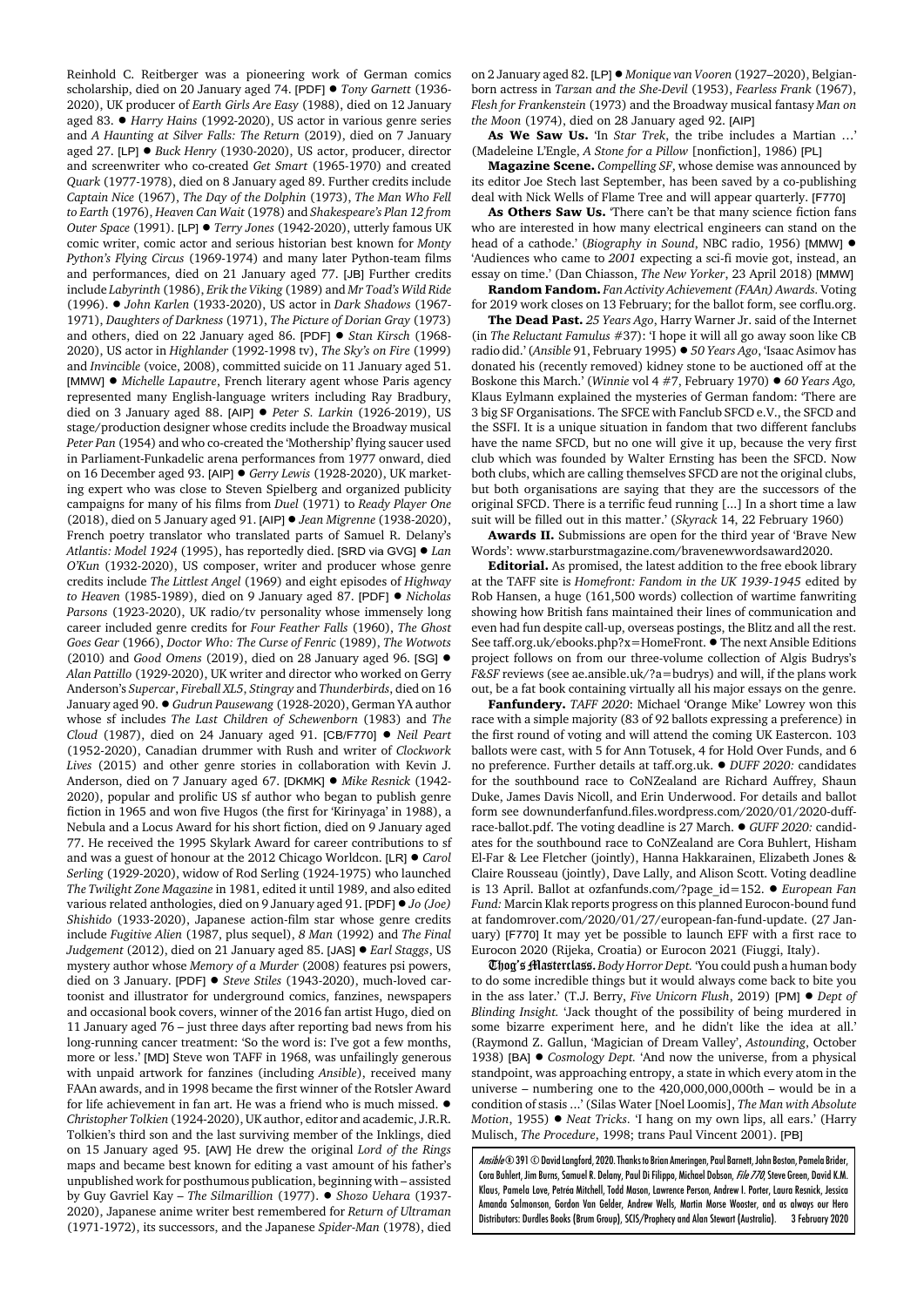Reinhold C. Reitberger was a pioneering work of German comics scholarship, died on 20 January aged 74. [PDF] ● *Tony Garnett* (1936-2020), UK producer of *Earth Girls Are Easy* (1988), died on 12 January aged 83. ● *Harry Hains* (1992-2020), US actor in various genre series and *A Haunting at Silver Falls: The Return* (2019), died on 7 January aged 27. [LP] ● *Buck Henry* (1930-2020), US actor, producer, director and screenwriter who co-created *Get Smart* (1965-1970) and created *Quark* (1977-1978), died on 8 January aged 89. Further credits include *Captain Nice* (1967), *The Day of the Dolphin* (1973), *The Man Who Fell to Earth* (1976), *Heaven Can Wait* (1978) and *Shakespeare's Plan 12 from Outer Space* (1991). [LP] ● *Terry Jones* (1942-2020), utterly famous UK comic writer, comic actor and serious historian best known for *Monty Python's Flying Circus* (1969-1974) and many later Python-team films and performances, died on 21 January aged 77. [JB] Further credits include *Labyrinth* (1986), *Erik the Viking* (1989) and *Mr Toad's Wild Ride* (1996). ● *John Karlen* (1933-2020), US actor in *Dark Shadows* (1967-1971), *Daughters of Darkness* (1971), *The Picture of Dorian Gray* (1973) and others, died on 22 January aged 86. [PDF] ● *Stan Kirsch* (1968-2020), US actor in *Highlander* (1992-1998 tv), *The Sky's on Fire* (1999) and *Invincible* (voice, 2008), committed suicide on 11 January aged 51. [MMW] ● *Michelle Lapautre*, French literary agent whose Paris agency represented many English-language writers including Ray Bradbury, died on 3 January aged 88. [AIP] ● *Peter S. Larkin* (1926-2019), US stage/production designer whose credits include the Broadway musical *Peter Pan* (1954) and who co-created the 'Mothership' flying saucer used in Parliament-Funkadelic arena performances from 1977 onward, died on 16 December aged 93. [AIP] ● *Gerry Lewis* (1928-2020), UK marketing expert who was close to Steven Spielberg and organized publicity campaigns for many of his films from *Duel* (1971) to *Ready Player One* (2018), died on 5 January aged 91. [AIP] ● *Jean Migrenne* (1938-2020), French poetry translator who translated parts of Samuel R. Delany's *Atlantis: Model 1924* (1995), has reportedly died. [SRD via GVG] ● *Lan O'Kun* (1932-2020), US composer, writer and producer whose genre credits include *The Littlest Angel* (1969) and eight episodes of *Highway to Heaven* (1985-1989), died on 9 January aged 87. [PDF] ● *Nicholas Parsons* (1923-2020), UK radio/tv personality whose immensely long career included genre credits for *Four Feather Falls* (1960), *The Ghost Goes Gear* (1966), *Doctor Who: The Curse of Fenric* (1989), *The Wotwots* (2010) and *Good Omens* (2019), died on 28 January aged 96. [SG] ● *Alan Pattillo* (1929-2020), UK writer and director who worked on Gerry Anderson's *Supercar*, *Fireball XL5*, *Stingray* and *Thunderbirds*, died on 16 January aged 90. ● *Gudrun Pausewang* (1928-2020), German YA author whose sf includes *The Last Children of Schewenborn* (1983) and *The Cloud* (1987), died on 24 January aged 91. [CB/F770] ● *Neil Peart* (1952-2020), Canadian drummer with Rush and writer of *Clockwork Lives* (2015) and other genre stories in collaboration with Kevin J. Anderson, died on 7 January aged 67. [DKMK] ● *Mike Resnick* (1942-2020), popular and prolific US sf author who began to publish genre fiction in 1965 and won five Hugos (the first for 'Kirinyaga' in 1988), a Nebula and a Locus Award for his short fiction, died on 9 January aged 77. He received the 1995 Skylark Award for career contributions to sf and was a guest of honour at the 2012 Chicago Worldcon. [LR] ● *Carol Serling* (1929-2020), widow of Rod Serling (1924-1975) who launched *The Twilight Zone Magazine* in 1981, edited it until 1989, and also edited various related anthologies, died on 9 January aged 91. [PDF] ● *Jo (Joe) Shishido* (1933-2020), Japanese action-film star whose genre credits include *Fugitive Alien* (1987, plus sequel), *8 Man* (1992) and *The Final Judgement* (2012), died on 21 January aged 85. [JAS] ● *Earl Staggs*, US mystery author whose *Memory of a Murder* (2008) features psi powers, died on 3 January. [PDF] ● *Steve Stiles* (1943-2020), much-loved cartoonist and illustrator for underground comics, fanzines, newspapers and occasional book covers, winner of the 2016 fan artist Hugo, died on 11 January aged 76 – just three days after reporting bad news from his long-running cancer treatment: 'So the word is: I've got a few months, more or less.' [MD] Steve won TAFF in 1968, was unfailingly generous with unpaid artwork for fanzines (including *Ansible*), received many FAAn awards, and in 1998 became the first winner of the Rotsler Award for life achievement in fan art. He was a friend who is much missed. ● *Christopher Tolkien* (1924-2020), UK author, editor and academic, J.R.R. Tolkien's third son and the last surviving member of the Inklings, died on 15 January aged 95. [AW] He drew the original *Lord of the Rings* maps and became best known for editing a vast amount of his father's unpublished work for posthumous publication, beginning with – assisted by Guy Gavriel Kay – *The Silmarillion* (1977). ● *Shozo Uehara* (1937-2020), Japanese anime writer best remembered for *Return of Ultraman* (1971-1972), its successors, and the Japanese *Spider-Man* (1978), died on 2 January aged 82. [LP] ● *Monique van Vooren* (1927–2020), Belgian-born actress in *Tarzan and the She-Devil* (1953), *Fearless Frank* (1967), *Flesh for Frankenstein* (1973) and the Broadway musical fantasy *Man on the Moon* (1974), died on 28 January aged 92. [AIP]

**As We Saw Us.** 'In *Star Trek*, the tribe includes a Martian …' (Madeleine L'Engle, *A Stone for a Pillow* [nonfiction], 1986) [PL]

**Magazine Scene.** *Compelling SF*, whose demise was announced by its editor Joe Stech last September, has been saved by a co-publishing deal with Nick Wells of Flame Tree and will appear quarterly. [F770]

**As Others Saw Us.** 'There can't be that many science fiction fans who are interested in how many electrical engineers can stand on the head of a cathode.' (*Biography in Sound*, NBC radio, 1956) [MMW] ● 'Audiences who came to *2001* expecting a sci-fi movie got, instead, an essay on time.' (Dan Chiasson, *The New Yorker*, 23 April 2018) [MMW]

**Random Fandom.** *Fan Activity Achievement (FAAn) Awards.* Voting for 2019 work closes on 13 February; for the ballot form, see corflu.org.

**The Dead Past.** *25 Years Ago*, Harry Warner Jr. said of the Internet (in *The Reluctant Famulus* #37): 'I hope it will all go away soon like CB radio did.' (*Ansible* 91, February 1995) ● *50 Years Ago*, 'Isaac Asimov has donated his (recently removed) kidney stone to be auctioned off at the Boskone this March.' (*Winnie* vol 4 #7, February 1970) ● *60 Years Ago,* Klaus Eylmann explained the mysteries of German fandom: 'There are 3 big SF Organisations. The SFCE with Fanclub SFCD e.V., the SFCD and the SSFI. It is a unique situation in fandom that two different fanclubs have the same name SFCD, but no one will give it up, because the very first club which was founded by Walter Ernsting has been the SFCD. Now both clubs, which are calling themselves SFCD are not the original clubs, but both organisations are saying that they are the successors of the original SFCD. There is a terrific feud running [...] In a short time a law suit will be filled out in this matter.' (*Skyrack* 14, 22 February 1960)

**Awards II.** Submissions are open for the third year of 'Brave New Words': www.starburstmagazine.com/bravenewwordsaward2020.

**Editorial.** As promised, the latest addition to the free ebook library at the TAFF site is *Homefront: Fandom in the UK 1939-1945* edited by Rob Hansen, a huge (161,500 words) collection of wartime fanwriting showing how British fans maintained their lines of communication and even had fun despite call-up, overseas postings, the Blitz and all the rest. See taff.org.uk/ebooks.php?x=HomeFront. ● The next Ansible Editions project follows on from our three-volume collection of Algis Budrys's *F&SF* reviews (see ae.ansible.uk/?a=budrys) and will, if the plans work out, be a fat book containing virtually all his major essays on the genre.

**Fanfundery.** *TAFF 2020*: Michael 'Orange Mike' Lowrey won this race with a simple majority (83 of 92 ballots expressing a preference) in the first round of voting and will attend the coming UK Eastercon. 103 ballots were cast, with 5 for Ann Totusek, 4 for Hold Over Funds, and 6 no preference. Further details at taff.org.uk. ● *DUFF 2020:* candidates for the southbound race to CoNZealand are Richard Auffrey, Shaun Duke, James Davis Nicoll, and Erin Underwood. For details and ballot form see downunderfanfund.files.wordpress.com/2020/01/2020-duff-race-ballot.pdf. The voting deadline is 27 March. ● *GUFF 2020:* candidates for the southbound race to CoNZealand are Cora Buhlert, Hisham El-Far & Lee Fletcher (jointly), Hanna Hakkarainen, Elizabeth Jones & Claire Rousseau (jointly), Dave Lally, and Alison Scott. Voting deadline is 13 April. Ballot at ozfanfunds.com/?page_id=152. ● *European Fan Fund:* Marcin Klak reports progress on this planned Eurocon-bound fund at fandomrover.com/2020/01/27/european-fan-fund-update. (27 January) [F770] It may yet be possible to launch EFF with a first race to Eurocon 2020 (Rijeka, Croatia) or Eurocon 2021 (Fiuggi, Italy).

**Thog's Masterclass.** *Body Horror Dept.* 'You could push a human body to do some incredible things but it would always come back to bite you in the ass later.' (T.J. Berry, *Five Unicorn Flush*, 2019) [PM] ● *Dept of Blinding Insight.* 'Jack thought of the possibility of being murdered in some bizarre experiment here, and he didn't like the idea at all.' (Raymond Z. Gallun, 'Magician of Dream Valley', *Astounding*, October 1938) [BA] ● *Cosmology Dept.* 'And now the universe, from a physical standpoint, was approaching entropy, a state in which every atom in the universe – numbering one to the 420,000,000,000th – would be in a condition of stasis ...' (Silas Water [Noel Loomis], *The Man with Absolute Motion*, 1955) ● *Neat Tricks.* 'I hang on my own lips, all ears.' (Harry Mulisch, *The Procedure*, 1998; trans Paul Vincent 2001). [PB]

*Ansible*® 391 © David Langford, 2020. Thanks to Brian Ameringen, Paul Barnett, John Boston, Pamela Brider, Cora Buhlert, Jim Burns, Samuel R. Delany, Paul Di Filippo, Michael Dobson, *File 770*, Steve Green, David K.M. Klaus, Pamela Love, Petréa Mitchell, Todd Mason, Lawrence Person, Andrew I. Porter, Laura Resnick, Jessica Amanda Salmonson, Gordon Van Gelder, Andrew Wells, Martin Morse Wooster, and as always our Hero Distributors: Durdles Books (Brum Group), SCIS/Prophecy and Alan Stewart (Australia). 3 February 2020